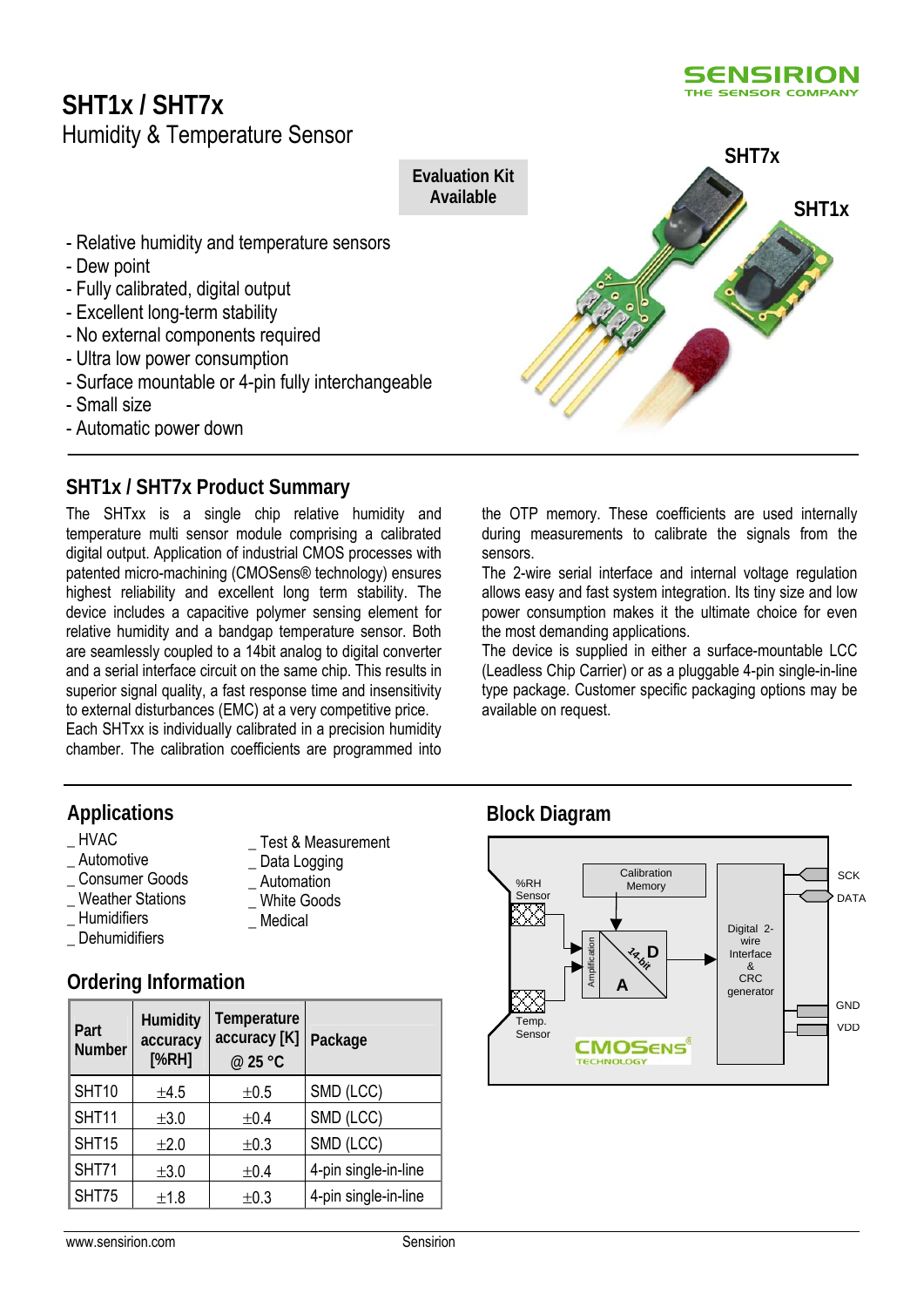# SHT1x / SHT7x

Humidity & Temperature Sensor

**Evaluation Kit Available**

- Relative humidity and temperature sensors
- Dew point
- Fully calibrated, digital output
- Excellent long-term stability
- No external components required
- Ultra low power consumption
- Surface mountable or 4-pin fully interchangeable
- Small size
- Automatic power down

## SHT1x / SHT7x Product Summary

The SHTxx is a single chip relative humidity and temperature multi sensor module comprising a calibrated digital output. Application of industrial CMOS processes with patented micro-machining (CMOSens® technology) ensures highest reliability and excellent long term stability. The device includes a capacitive polymer sensing element for relative humidity and a bandgap temperature sensor. Both are seamlessly coupled to a 14bit analog to digital converter and a serial interface circuit on the same chip. This results in superior signal quality, a fast response time and insensitivity to external disturbances (EMC) at a very competitive price.
Each SHTxx is individually calibrated in a precision humidity chamber. The calibration coefficients are programmed into the OTP memory. These coefficients are used internally during measurements to calibrate the signals from the sensors.
The 2-wire serial interface and internal voltage regulation allows easy and fast system integration. Its tiny size and low power consumption makes it the ultimate choice for even the most demanding applications.
The device is supplied in either a surface-mountable LCC (Leadless Chip Carrier) or as a pluggable 4-pin single-in-line type package. Customer specific packaging options may be available on request.

## Applications

_ HVAC
_ Automotive
_ Consumer Goods
_ Weather Stations
_ Humidifiers
_ Dehumidifiers
_ Test & Measurement
_ Data Logging
_ Automation
_ White Goods
_ Medical

## Ordering Information

| Part Number | Humidity accuracy [%RH] | Temperature accuracy [K] @ 25 °C | Package |
|---|---|---|---|
| SHT10 | ±4.5 | ±0.5 | SMD (LCC) |
| SHT11 | ±3.0 | ±0.4 | SMD (LCC) |
| SHT15 | ±2.0 | ±0.3 | SMD (LCC) |
| SHT71 | ±3.0 | ±0.4 | 4-pin single-in-line |
| SHT75 | ±1.8 | ±0.3 | 4-pin single-in-line |

## Block Diagram

%RH Sensor, Temp. Sensor, Amplification, 14-bit A/D, Calibration Memory, Digital 2-wire Interface & CRC generator, SCK, DATA, GND, VDD, CMOSens® TECHNOLOGY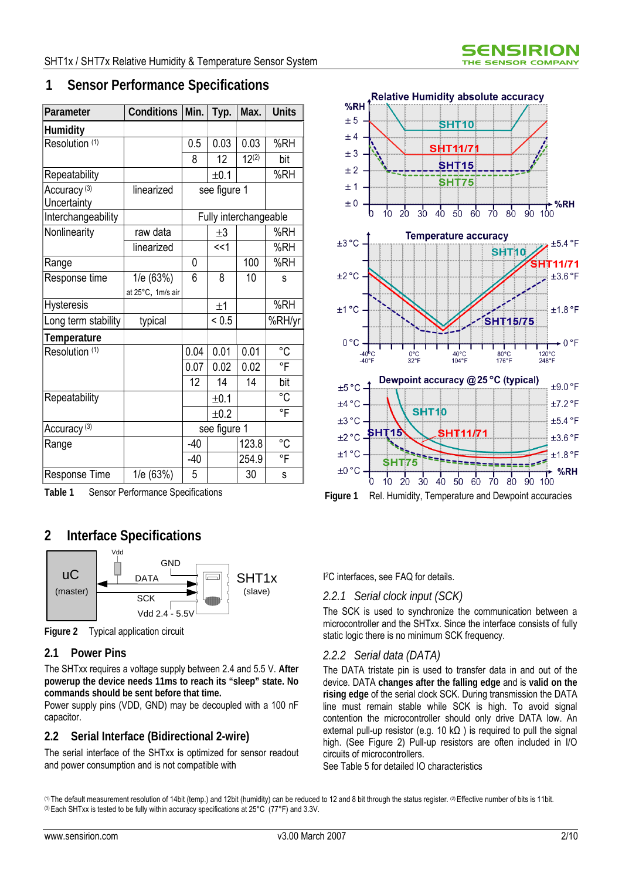# 1 Sensor Performance Specifications

| Parameter | Conditions | Min. | Typ. | Max. | Units |
|---|---|---|---|---|---|
| **Humidity** | | | | | |
| Resolution (1) | | 0.5 | 0.03 | 0.03 | %RH |
| | | 8 | 12 | 12(2) | bit |
| Repeatability | | | ±0.1 | | %RH |
| Accuracy (3) Uncertainty | linearized | see figure 1 | | | |
| Interchangeability | | Fully interchangeable | | | |
| Nonlinearity | raw data | | ±3 | | %RH |
| | linearized | | <<1 | | %RH |
| Range | | 0 | | 100 | %RH |
| Response time | 1/e (63%) at 25°C, 1m/s air | 6 | 8 | 10 | s |
| Hysteresis | | | ±1 | | %RH |
| Long term stability | typical | | < 0.5 | | %RH/yr |
| **Temperature** | | | | | |
| Resolution (1) | | 0.04 | 0.01 | 0.01 | °C |
| | | 0.07 | 0.02 | 0.02 | °F |
| | | 12 | 14 | 14 | bit |
| Repeatability | | | ±0.1 | | °C |
| | | | ±0.2 | | °F |
| Accuracy (3) | | see figure 1 | | | |
| Range | | -40 | | 123.8 | °C |
| | | -40 | | 254.9 | °F |
| Response Time | 1/e (63%) | 5 | | 30 | s |

**Table 1** Sensor Performance Specifications

**Figure 1** Rel. Humidity, Temperature and Dewpoint accuracies

# 2 Interface Specifications

**Figure 2** Typical application circuit

## 2.1 Power Pins

The SHTxx requires a voltage supply between 2.4 and 5.5 V. **After powerup the device needs 11ms to reach its "sleep" state. No commands should be sent before that time.**

Power supply pins (VDD, GND) may be decoupled with a 100 nF capacitor.

## 2.2 Serial Interface (Bidirectional 2-wire)

The serial interface of the SHTxx is optimized for sensor readout and power consumption and is not compatible with I²C interfaces, see FAQ for details.

### *2.2.1 Serial clock input (SCK)*

The SCK is used to synchronize the communication between a microcontroller and the SHTxx. Since the interface consists of fully static logic there is no minimum SCK frequency.

### *2.2.2 Serial data (DATA)*

The DATA tristate pin is used to transfer data in and out of the device. DATA **changes after the falling edge** and is **valid on the rising edge** of the serial clock SCK. During transmission the DATA line must remain stable while SCK is high. To avoid signal contention the microcontroller should only drive DATA low. An external pull-up resistor (e.g. 10 kΩ ) is required to pull the signal high. (See Figure 2) Pull-up resistors are often included in I/O circuits of microcontrollers.

See Table 5 for detailed IO characteristics

(1) The default measurement resolution of 14bit (temp.) and 12bit (humidity) can be reduced to 12 and 8 bit through the status register. (2) Effective number of bits is 11bit.
(3) Each SHTxx is tested to be fully within accuracy specifications at 25°C (77°F) and 3.3V.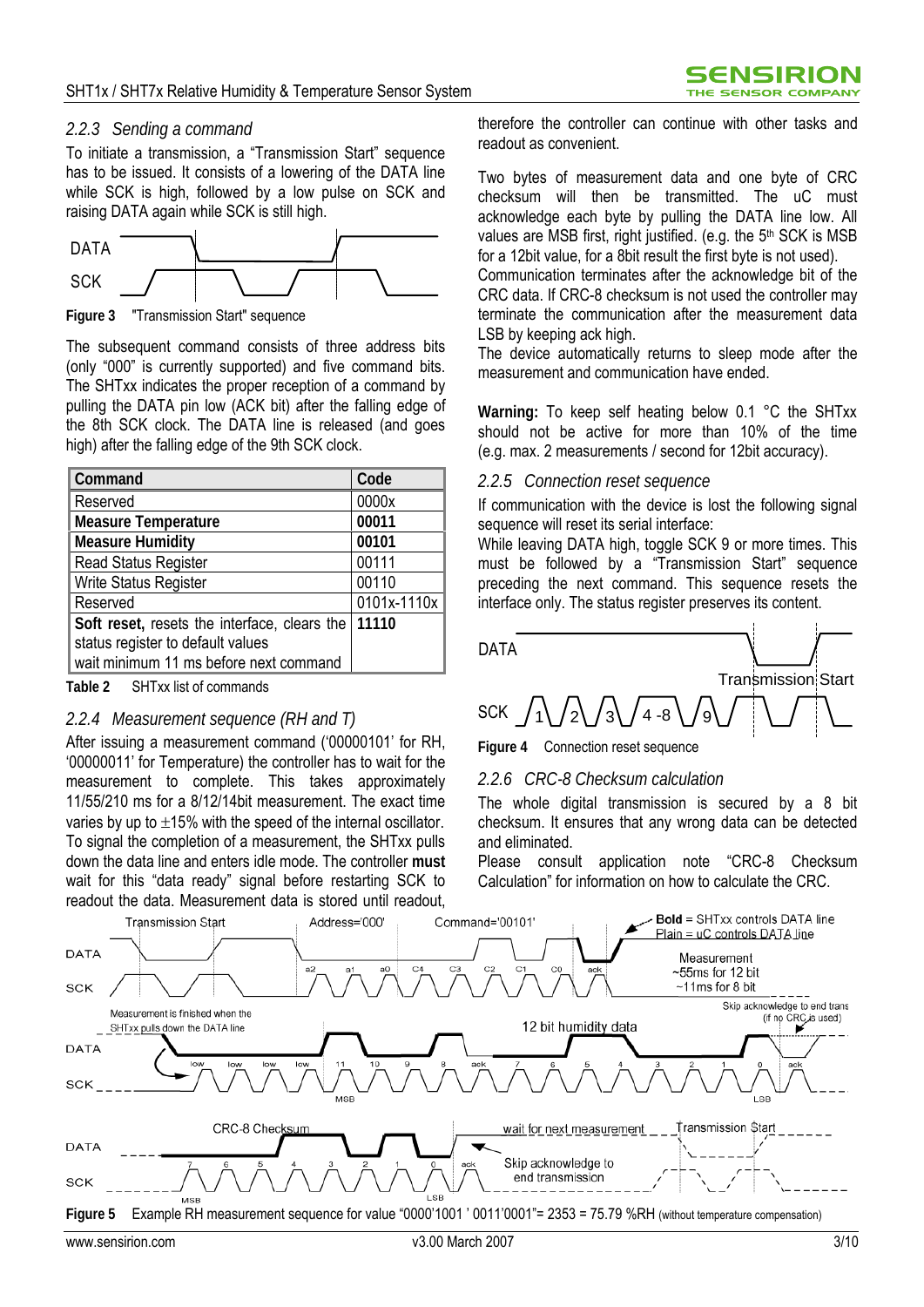### *2.2.3 Sending a command*

To initiate a transmission, a "Transmission Start" sequence has to be issued. It consists of a lowering of the DATA line while SCK is high, followed by a low pulse on SCK and raising DATA again while SCK is still high.

**Figure 3** "Transmission Start" sequence

The subsequent command consists of three address bits (only "000" is currently supported) and five command bits. The SHTxx indicates the proper reception of a command by pulling the DATA pin low (ACK bit) after the falling edge of the 8th SCK clock. The DATA line is released (and goes high) after the falling edge of the 9th SCK clock.

| Command | Code |
|---|---|
| Reserved | 0000x |
| **Measure Temperature** | **00011** |
| **Measure Humidity** | **00101** |
| Read Status Register | 00111 |
| Write Status Register | 00110 |
| Reserved | 0101x-1110x |
| **Soft reset,** resets the interface, clears the status register to default values wait minimum 11 ms before next command | **11110** |

**Table 2** SHTxx list of commands

### *2.2.4 Measurement sequence (RH and T)*

After issuing a measurement command ('00000101' for RH, '00000011' for Temperature) the controller has to wait for the measurement to complete. This takes approximately 11/55/210 ms for a 8/12/14bit measurement. The exact time varies by up to ±15% with the speed of the internal oscillator. To signal the completion of a measurement, the SHTxx pulls down the data line and enters idle mode. The controller **must** wait for this "data ready" signal before restarting SCK to readout the data. Measurement data is stored until readout, therefore the controller can continue with other tasks and readout as convenient.

Two bytes of measurement data and one byte of CRC checksum will then be transmitted. The uC must acknowledge each byte by pulling the DATA line low. All values are MSB first, right justified. (e.g. the 5th SCK is MSB for a 12bit value, for a 8bit result the first byte is not used).

Communication terminates after the acknowledge bit of the CRC data. If CRC-8 checksum is not used the controller may terminate the communication after the measurement data LSB by keeping ack high.

The device automatically returns to sleep mode after the measurement and communication have ended.

**Warning:** To keep self heating below 0.1 °C the SHTxx should not be active for more than 10% of the time (e.g. max. 2 measurements / second for 12bit accuracy).

### *2.2.5 Connection reset sequence*

If communication with the device is lost the following signal sequence will reset its serial interface:

While leaving DATA high, toggle SCK 9 or more times. This must be followed by a "Transmission Start" sequence preceding the next command. This sequence resets the interface only. The status register preserves its content.

**Figure 4** Connection reset sequence

### *2.2.6 CRC-8 Checksum calculation*

The whole digital transmission is secured by a 8 bit checksum. It ensures that any wrong data can be detected and eliminated.

Please consult application note "CRC-8 Checksum Calculation" for information on how to calculate the CRC.

**Figure 5** Example RH measurement sequence for value "0000'1001 ' 0011'0001"= 2353 = 75.79 %RH (without temperature compensation)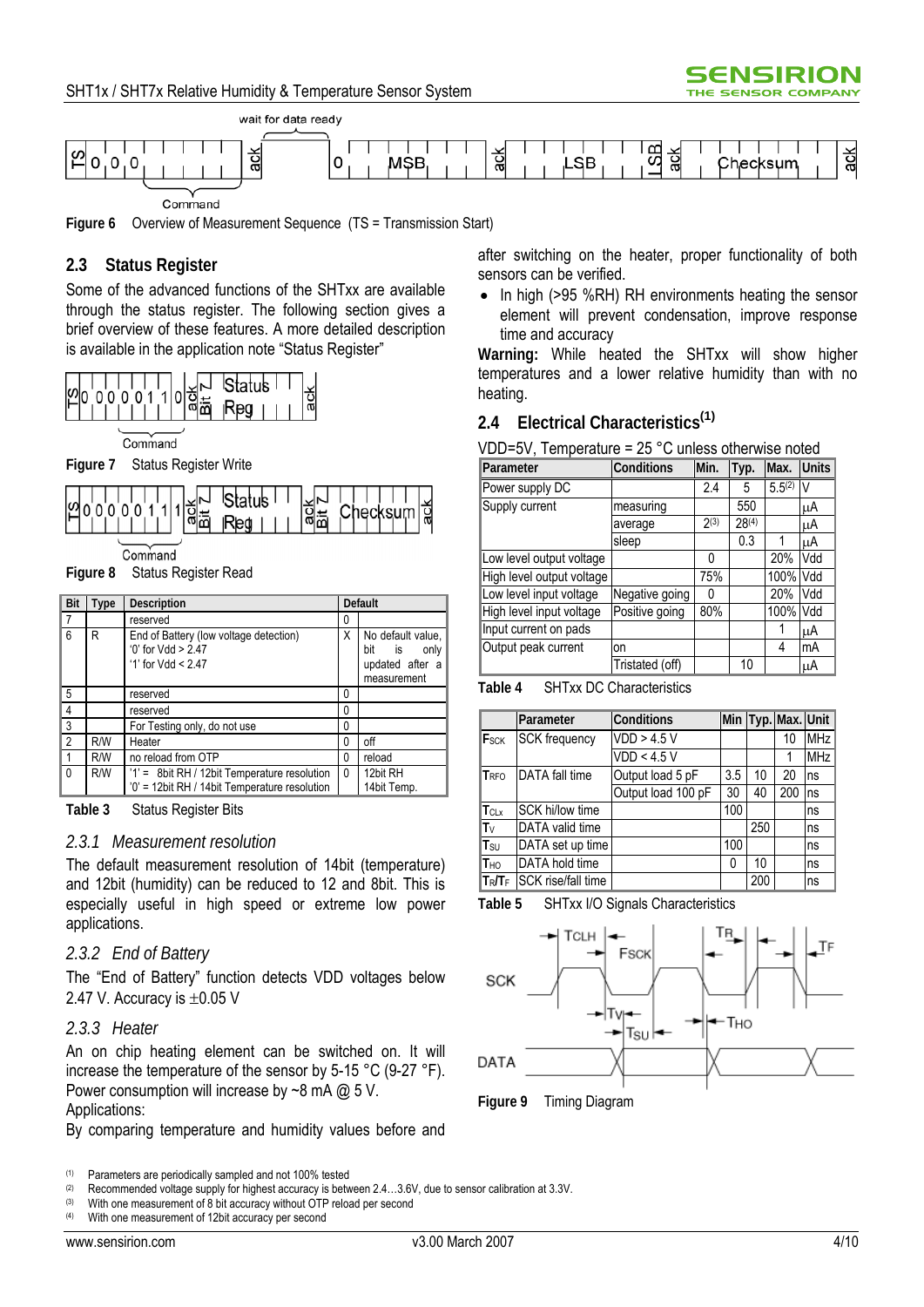Figure 6 Overview of Measurement Sequence (TS = Transmission Start)

## 2.3 Status Register

Some of the advanced functions of the SHTxx are available through the status register. The following section gives a brief overview of these features. A more detailed description is available in the application note “Status Register”

Figure 7 Status Register Write

Figure 8 Status Register Read

| Bit | Type | Description | Default | |
|---|---|---|---|---|
| 7 | | reserved | 0 | |
| 6 | R | End of Battery (low voltage detection) '0' for Vdd > 2.47 '1' for Vdd < 2.47 | X | No default value, bit is only updated after a measurement |
| 5 | | reserved | 0 | |
| 4 | | reserved | 0 | |
| 3 | | For Testing only, do not use | 0 | |
| 2 | R/W | Heater | 0 | off |
| 1 | R/W | no reload from OTP | 0 | reload |
| 0 | R/W | '1' = 8bit RH / 12bit Temperature resolution '0' = 12bit RH / 14bit Temperature resolution | 0 | 12bit RH 14bit Temp. |

Table 3 Status Register Bits

### *2.3.1 Measurement resolution*

The default measurement resolution of 14bit (temperature) and 12bit (humidity) can be reduced to 12 and 8bit. This is especially useful in high speed or extreme low power applications.

### *2.3.2 End of Battery*

The “End of Battery” function detects VDD voltages below 2.47 V. Accuracy is ±0.05 V

### *2.3.3 Heater*

An on chip heating element can be switched on. It will increase the temperature of the sensor by 5-15 °C (9-27 °F). Power consumption will increase by ~8 mA @ 5 V.
Applications:
By comparing temperature and humidity values before and after switching on the heater, proper functionality of both sensors can be verified.

- In high (>95 %RH) RH environments heating the sensor element will prevent condensation, improve response time and accuracy

**Warning:** While heated the SHTxx will show higher temperatures and a lower relative humidity than with no heating.

## 2.4 Electrical Characteristics(1)

VDD=5V, Temperature = 25 °C unless otherwise noted

| Parameter | Conditions | Min. | Typ. | Max. | Units |
|---|---|---|---|---|---|
| Power supply DC | | 2.4 | 5 | 5.5(2) | V |
| Supply current | measuring | | 550 | | μA |
| | average | 2(3) | 28(4) | | μA |
| | sleep | | 0.3 | 1 | μA |
| Low level output voltage | | 0 | | 20% | Vdd |
| High level output voltage | | 75% | | 100% | Vdd |
| Low level input voltage | Negative going | 0 | | 20% | Vdd |
| High level input voltage | Positive going | 80% | | 100% | Vdd |
| Input current on pads | | | | 1 | μA |
| Output peak current | on | | | 4 | mA |
| | Tristated (off) | | 10 | | μA |

Table 4 SHTxx DC Characteristics

| | Parameter | Conditions | Min | Typ. | Max. | Unit |
|---|---|---|---|---|---|---|
| $F_{SCK}$ | SCK frequency | VDD > 4.5 V | | | 10 | MHz |
| | | VDD < 4.5 V | | | 1 | MHz |
| $T_{RFO}$ | DATA fall time | Output load 5 pF | 3.5 | 10 | 20 | ns |
| | | Output load 100 pF | 30 | 40 | 200 | ns |
| $T_{CLx}$ | SCK hi/low time | | 100 | | | ns |
| $T_V$ | DATA valid time | | | 250 | | ns |
| $T_{SU}$ | DATA set up time | | 100 | | | ns |
| $T_{HO}$ | DATA hold time | | 0 | 10 | | ns |
| $T_R/T_F$ | SCK rise/fall time | | | 200 | | ns |

Table 5 SHTxx I/O Signals Characteristics

Figure 9 Timing Diagram

(1) Parameters are periodically sampled and not 100% tested
(2) Recommended voltage supply for highest accuracy is between 2.4…3.6V, due to sensor calibration at 3.3V.
(3) With one measurement of 8 bit accuracy without OTP reload per second
(4) With one measurement of 12bit accuracy per second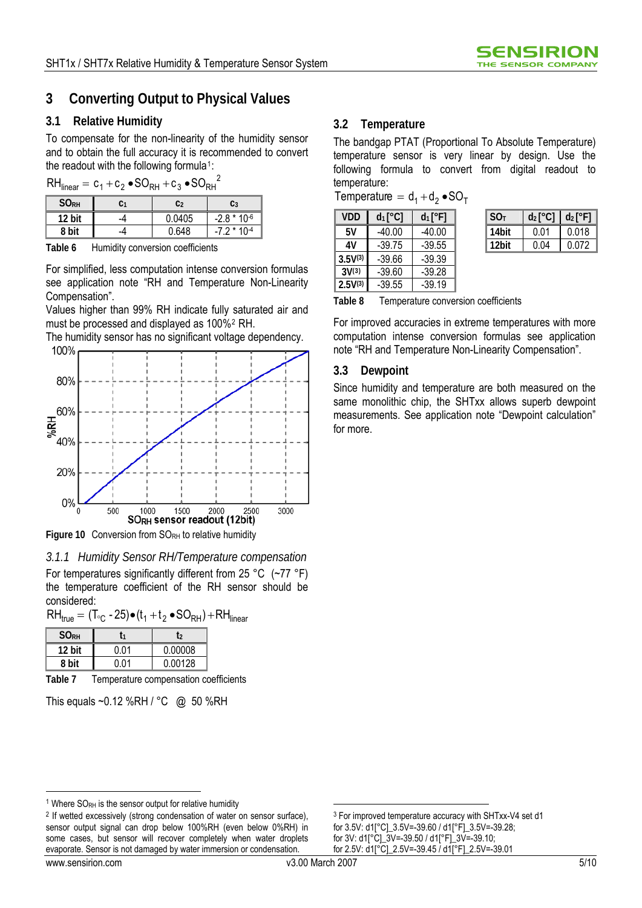# 3 Converting Output to Physical Values

## 3.1 Relative Humidity

To compensate for the non-linearity of the humidity sensor and to obtain the full accuracy it is recommended to convert the readout with the following formula[1]:

$$RH_{linear} = c_1 + c_2 \bullet SO_{RH} + c_3 \bullet SO_{RH}^2$$

| $SO_{RH}$ | $c_1$ | $c_2$ | $c_3$ |
|---|---|---|---|
| 12 bit | -4 | 0.0405 | $-2.8 * 10^{-6}$ |
| 8 bit | -4 | 0.648 | $-7.2 * 10^{-4}$ |

**Table 6** Humidity conversion coefficients

For simplified, less computation intense conversion formulas see application note "RH and Temperature Non-Linearity Compensation".

Values higher than 99% RH indicate fully saturated air and must be processed and displayed as 100%[2] RH.

The humidity sensor has no significant voltage dependency.

**Figure 10** Conversion from $SO_{RH}$ to relative humidity

### 3.1.1 *Humidity Sensor RH/Temperature compensation*

For temperatures significantly different from 25 °C (~77 °F) the temperature coefficient of the RH sensor should be considered:

$$RH_{true} = (T_{°C} - 25) \bullet (t_1 + t_2 \bullet SO_{RH}) + RH_{linear}$$

| $SO_{RH}$ | $t_1$ | $t_2$ |
|---|---|---|
| 12 bit | 0.01 | 0.00008 |
| 8 bit | 0.01 | 0.00128 |

**Table 7** Temperature compensation coefficients

This equals ~0.12 %RH / °C @ 50 %RH

## 3.2 Temperature

The bandgap PTAT (Proportional To Absolute Temperature) temperature sensor is very linear by design. Use the following formula to convert from digital readout to temperature:

$$Temperature = d_1 + d_2 \bullet SO_T$$

| VDD | $d_1$ [°C] | $d_1$ [°F] |
|---|---|---|
| 5V | -40.00 | -40.00 |
| 4V | -39.75 | -39.55 |
| 3.5V[3] | -39.66 | -39.39 |
| 3V[3] | -39.60 | -39.28 |
| 2.5V[3] | -39.55 | -39.19 |

| $SO_T$ | $d_2$ [°C] | $d_2$ [°F] |
|---|---|---|
| 14bit | 0.01 | 0.018 |
| 12bit | 0.04 | 0.072 |

**Table 8** Temperature conversion coefficients

For improved accuracies in extreme temperatures with more computation intense conversion formulas see application note "RH and Temperature Non-Linearity Compensation".

## 3.3 Dewpoint

Since humidity and temperature are both measured on the same monolithic chip, the SHTxx allows superb dewpoint measurements. See application note "Dewpoint calculation" for more.

---

[1] Where $SO_{RH}$ is the sensor output for relative humidity

[2] If wetted excessively (strong condensation of water on sensor surface), sensor output signal can drop below 100%RH (even below 0%RH) in some cases, but sensor will recover completely when water droplets evaporate. Sensor is not damaged by water immersion or condensation.

[3] For improved temperature accuracy with SHTxx-V4 set d1 for 3.5V: d1[°C]_3.5V=-39.60 / d1[°F]_3.5V=-39.28; for 3V: d1[°C]_3V=-39.50 / d1[°F]_3V=-39.10; for 2.5V: d1[°C]_2.5V=-39.45 / d1[°F]_2.5V=-39.01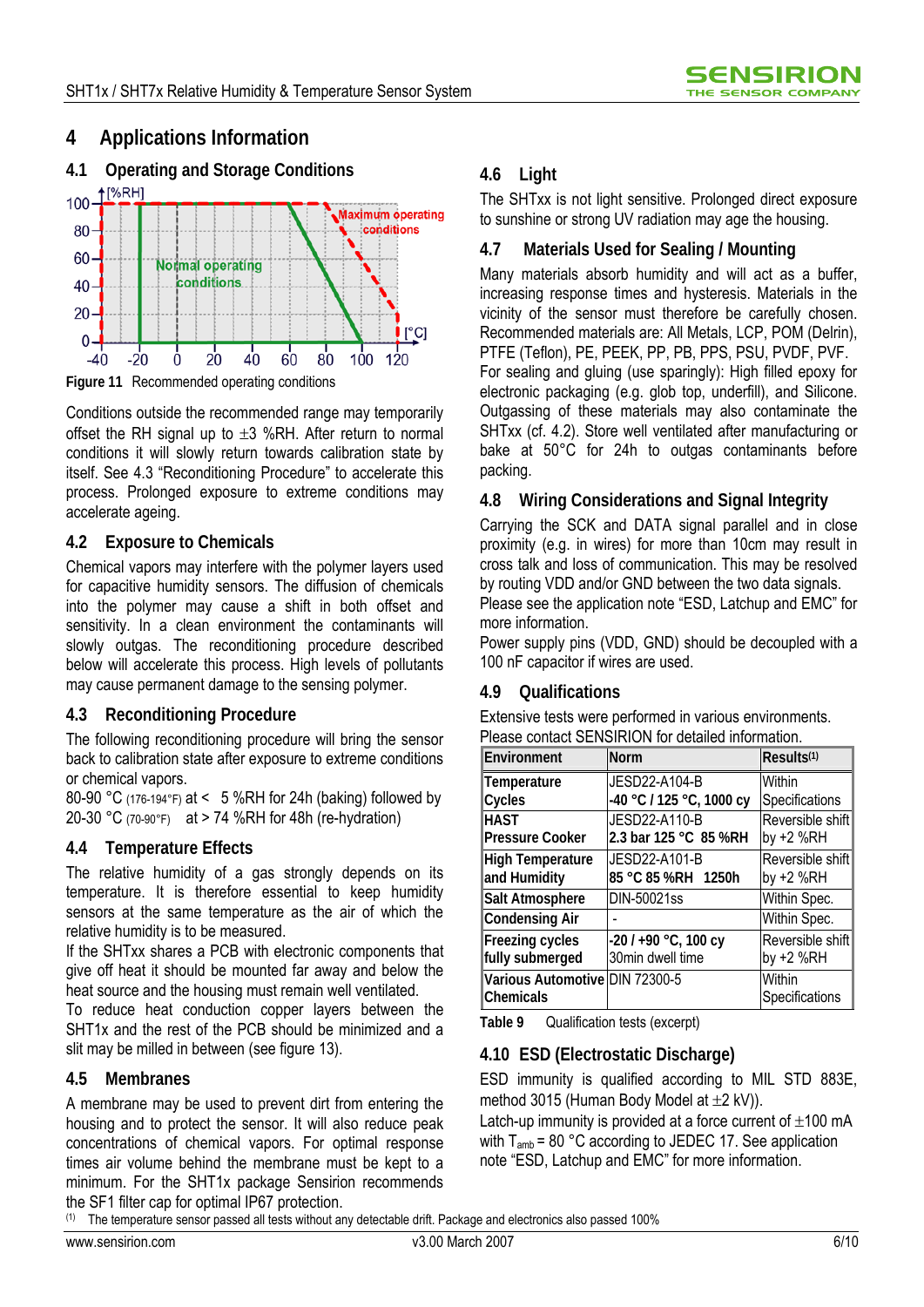# 4 Applications Information

## 4.1 Operating and Storage Conditions

Figure 11 Recommended operating conditions

Conditions outside the recommended range may temporarily offset the RH signal up to ±3 %RH. After return to normal conditions it will slowly return towards calibration state by itself. See 4.3 "Reconditioning Procedure" to accelerate this process. Prolonged exposure to extreme conditions may accelerate ageing.

## 4.2 Exposure to Chemicals

Chemical vapors may interfere with the polymer layers used for capacitive humidity sensors. The diffusion of chemicals into the polymer may cause a shift in both offset and sensitivity. In a clean environment the contaminants will slowly outgas. The reconditioning procedure described below will accelerate this process. High levels of pollutants may cause permanent damage to the sensing polymer.

## 4.3 Reconditioning Procedure

The following reconditioning procedure will bring the sensor back to calibration state after exposure to extreme conditions or chemical vapors.

80-90 °C (176-194°F) at < 5 %RH for 24h (baking) followed by
20-30 °C (70-90°F) at > 74 %RH for 48h (re-hydration)

## 4.4 Temperature Effects

The relative humidity of a gas strongly depends on its temperature. It is therefore essential to keep humidity sensors at the same temperature as the air of which the relative humidity is to be measured.

If the SHTxx shares a PCB with electronic components that give off heat it should be mounted far away and below the heat source and the housing must remain well ventilated.

To reduce heat conduction copper layers between the SHT1x and the rest of the PCB should be minimized and a slit may be milled in between (see figure 13).

## 4.5 Membranes

A membrane may be used to prevent dirt from entering the housing and to protect the sensor. It will also reduce peak concentrations of chemical vapors. For optimal response times air volume behind the membrane must be kept to a minimum. For the SHT1x package Sensirion recommends the SF1 filter cap for optimal IP67 protection.

## 4.6 Light

The SHTxx is not light sensitive. Prolonged direct exposure to sunshine or strong UV radiation may age the housing.

## 4.7 Materials Used for Sealing / Mounting

Many materials absorb humidity and will act as a buffer, increasing response times and hysteresis. Materials in the vicinity of the sensor must therefore be carefully chosen. Recommended materials are: All Metals, LCP, POM (Delrin), PTFE (Teflon), PE, PEEK, PP, PB, PPS, PSU, PVDF, PVF.

For sealing and gluing (use sparingly): High filled epoxy for electronic packaging (e.g. glob top, underfill), and Silicone. Outgassing of these materials may also contaminate the SHTxx (cf. 4.2). Store well ventilated after manufacturing or bake at 50°C for 24h to outgas contaminants before packing.

## 4.8 Wiring Considerations and Signal Integrity

Carrying the SCK and DATA signal parallel and in close proximity (e.g. in wires) for more than 10cm may result in cross talk and loss of communication. This may be resolved by routing VDD and/or GND between the two data signals.

Please see the application note "ESD, Latchup and EMC" for more information.

Power supply pins (VDD, GND) should be decoupled with a 100 nF capacitor if wires are used.

## 4.9 Qualifications

Extensive tests were performed in various environments. Please contact SENSIRION for detailed information.

| Environment | Norm | Results[1] |
|---|---|---|
| **Temperature Cycles** | JESD22-A104-B **-40 °C / 125 °C, 1000 cy** | Within Specifications |
| **HAST Pressure Cooker** | JESD22-A110-B **2.3 bar 125 °C 85 %RH** | Reversible shift by +2 %RH |
| **High Temperature and Humidity** | JESD22-A101-B **85 °C 85 %RH 1250h** | Reversible shift by +2 %RH |
| **Salt Atmosphere** | DIN-50021ss | Within Spec. |
| **Condensing Air** | - | Within Spec. |
| **Freezing cycles fully submerged** | **-20 / +90 °C, 100 cy** 30min dwell time | Reversible shift by +2 %RH |
| **Various Automotive Chemicals** | DIN 72300-5 | Within Specifications |

Table 9 Qualification tests (excerpt)

## 4.10 ESD (Electrostatic Discharge)

ESD immunity is qualified according to MIL STD 883E, method 3015 (Human Body Model at ±2 kV)).

Latch-up immunity is provided at a force current of ±100 mA with $T_{amb}$ = 80 °C according to JEDEC 17. See application note "ESD, Latchup and EMC" for more information.

(1) The temperature sensor passed all tests without any detectable drift. Package and electronics also passed 100%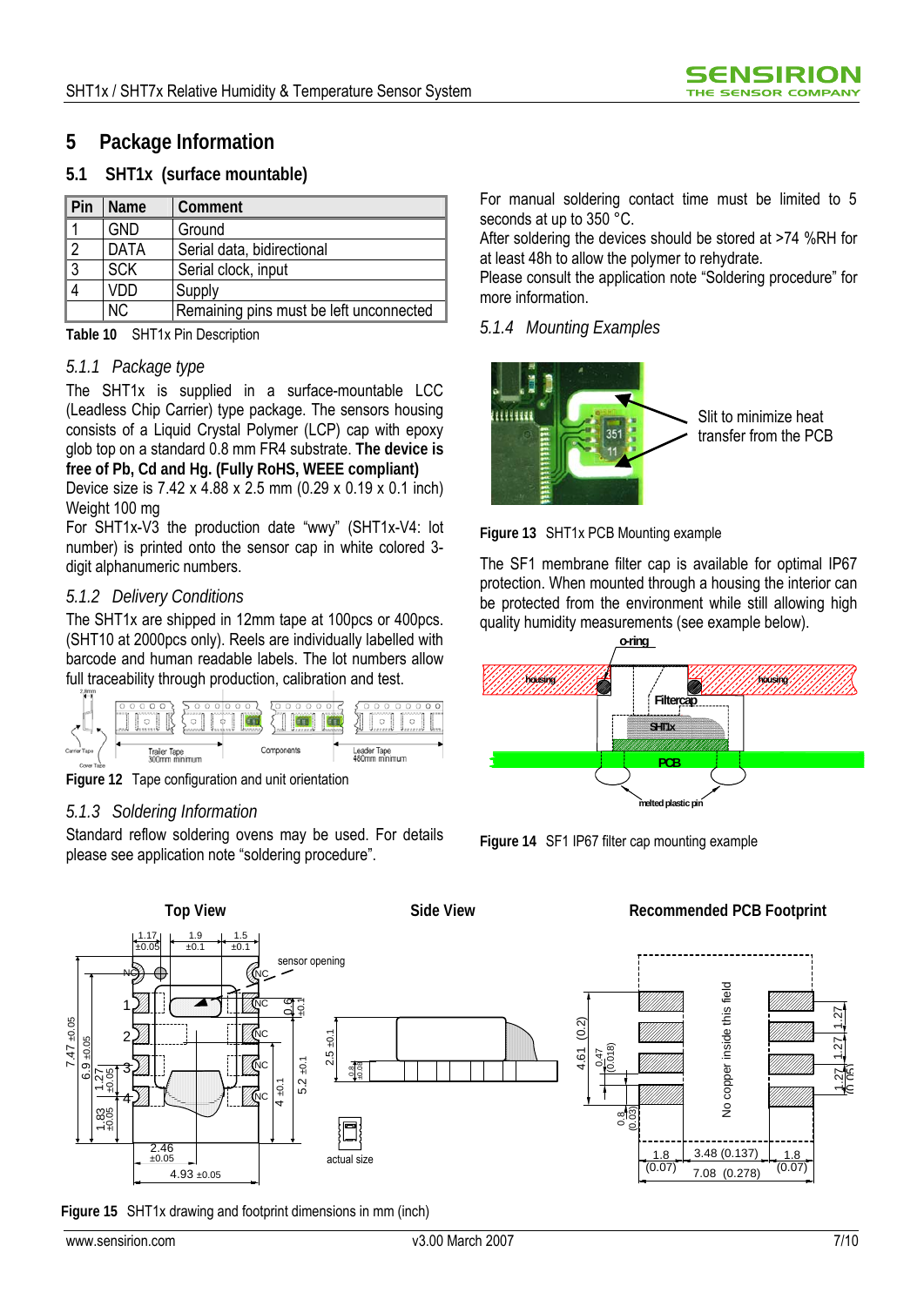# 5 Package Information

## 5.1 SHT1x (surface mountable)

| Pin | Name | Comment |
|---|---|---|
| 1 | GND | Ground |
| 2 | DATA | Serial data, bidirectional |
| 3 | SCK | Serial clock, input |
| 4 | VDD | Supply |
| | NC | Remaining pins must be left unconnected |

**Table 10** SHT1x Pin Description

### *5.1.1 Package type*

The SHT1x is supplied in a surface-mountable LCC (Leadless Chip Carrier) type package. The sensors housing consists of a Liquid Crystal Polymer (LCP) cap with epoxy glob top on a standard 0.8 mm FR4 substrate. **The device is free of Pb, Cd and Hg. (Fully RoHS, WEEE compliant)**

Device size is 7.42 x 4.88 x 2.5 mm (0.29 x 0.19 x 0.1 inch)

Weight 100 mg

For SHT1x-V3 the production date "wwy" (SHT1x-V4: lot number) is printed onto the sensor cap in white colored 3-digit alphanumeric numbers.

### *5.1.2 Delivery Conditions*

The SHT1x are shipped in 12mm tape at 100pcs or 400pcs. (SHT10 at 2000pcs only). Reels are individually labelled with barcode and human readable labels. The lot numbers allow full traceability through production, calibration and test.

**Figure 12** Tape configuration and unit orientation

### *5.1.3 Soldering Information*

Standard reflow soldering ovens may be used. For details please see application note "soldering procedure".

For manual soldering contact time must be limited to 5 seconds at up to 350 °C.

After soldering the devices should be stored at >74 %RH for at least 48h to allow the polymer to rehydrate.

Please consult the application note "Soldering procedure" for more information.

### *5.1.4 Mounting Examples*

**Figure 13** SHT1x PCB Mounting example

The SF1 membrane filter cap is available for optimal IP67 protection. When mounted through a housing the interior can be protected from the environment while still allowing high quality humidity measurements (see example below).

**Figure 14** SF1 IP67 filter cap mounting example

**Figure 15** SHT1x drawing and footprint dimensions in mm (inch)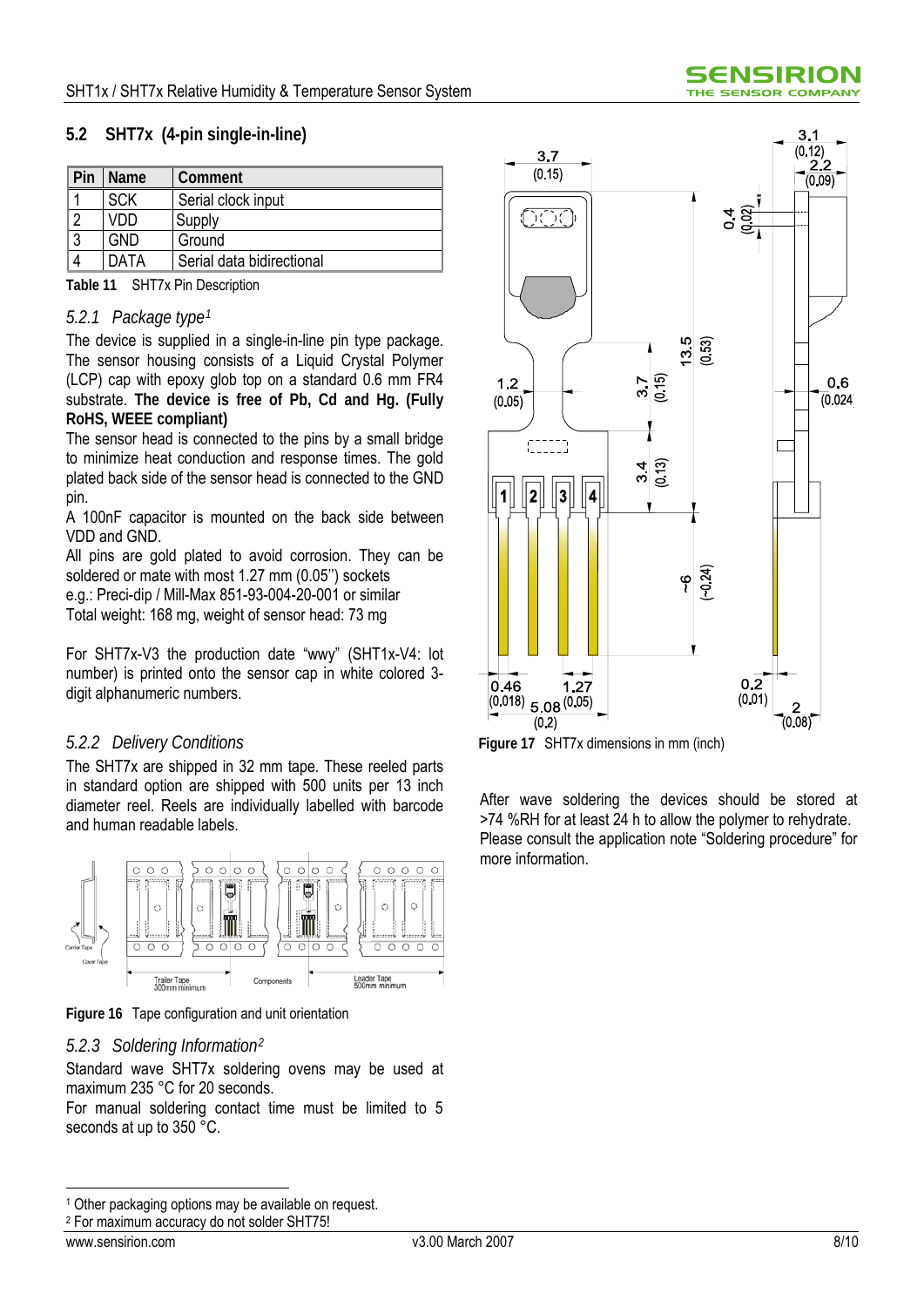## 5.2 SHT7x (4-pin single-in-line)

| Pin | Name | Comment |
|---|---|---|
| 1 | SCK | Serial clock input |
| 2 | VDD | Supply |
| 3 | GND | Ground |
| 4 | DATA | Serial data bidirectional |

**Table 11** SHT7x Pin Description

### *5.2.1 Package type*[1]

The device is supplied in a single-in-line pin type package. The sensor housing consists of a Liquid Crystal Polymer (LCP) cap with epoxy glob top on a standard 0.6 mm FR4 substrate. **The device is free of Pb, Cd and Hg. (Fully RoHS, WEEE compliant)**

The sensor head is connected to the pins by a small bridge to minimize heat conduction and response times. The gold plated back side of the sensor head is connected to the GND pin.

A 100nF capacitor is mounted on the back side between VDD and GND.

All pins are gold plated to avoid corrosion. They can be soldered or mate with most 1.27 mm (0.05'') sockets e.g.: Preci-dip / Mill-Max 851-93-004-20-001 or similar

Total weight: 168 mg, weight of sensor head: 73 mg

For SHT7x-V3 the production date "wwy" (SHT1x-V4: lot number) is printed onto the sensor cap in white colored 3-digit alphanumeric numbers.

### *5.2.2 Delivery Conditions*

The SHT7x are shipped in 32 mm tape. These reeled parts in standard option are shipped with 500 units per 13 inch diameter reel. Reels are individually labelled with barcode and human readable labels.

**Figure 16** Tape configuration and unit orientation

### *5.2.3 Soldering Information*[2]

Standard wave SHT7x soldering ovens may be used at maximum 235 °C for 20 seconds.

For manual soldering contact time must be limited to 5 seconds at up to 350 °C.

**Figure 17** SHT7x dimensions in mm (inch)

After wave soldering the devices should be stored at >74 %RH for at least 24 h to allow the polymer to rehydrate. Please consult the application note "Soldering procedure" for more information.

---

[1] Other packaging options may be available on request.

[2] For maximum accuracy do not solder SHT75!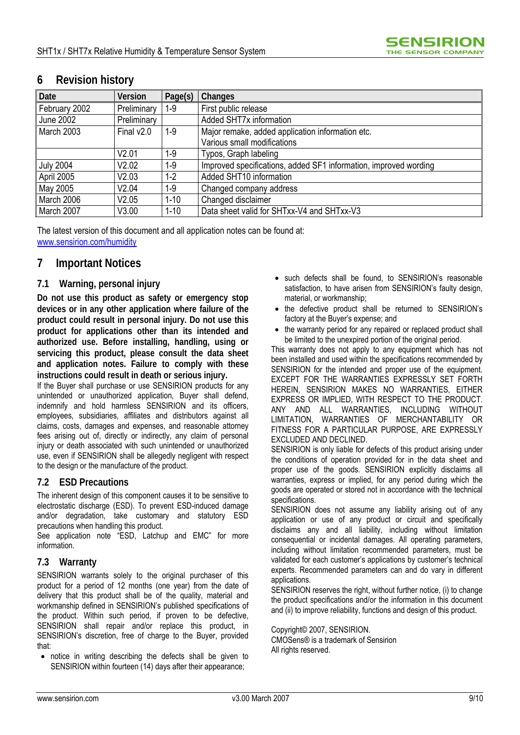## 6 Revision history

| Date | Version | Page(s) | Changes |
|---|---|---|---|
| February 2002 | Preliminary | 1-9 | First public release |
| June 2002 | Preliminary | | Added SHT7x information |
| March 2003 | Final v2.0 | 1-9 | Major remake, added application information etc.<br>Various small modifications |
| | V2.01 | 1-9 | Typos, Graph labeling |
| July 2004 | V2.02 | 1-9 | Improved specifications, added SF1 information, improved wording |
| April 2005 | V2.03 | 1-2 | Added SHT10 information |
| May 2005 | V2.04 | 1-9 | Changed company address |
| March 2006 | V2.05 | 1-10 | Changed disclaimer |
| March 2007 | V3.00 | 1-10 | Data sheet valid for SHTxx-V4 and SHTxx-V3 |

The latest version of this document and all application notes can be found at:
www.sensirion.com/humidity

## 7 Important Notices

### 7.1 Warning, personal injury

**Do not use this product as safety or emergency stop devices or in any other application where failure of the product could result in personal injury. Do not use this product for applications other than its intended and authorized use. Before installing, handling, using or servicing this product, please consult the data sheet and application notes. Failure to comply with these instructions could result in death or serious injury.**

If the Buyer shall purchase or use SENSIRION products for any unintended or unauthorized application, Buyer shall defend, indemnify and hold harmless SENSIRION and its officers, employees, subsidiaries, affiliates and distributors against all claims, costs, damages and expenses, and reasonable attorney fees arising out of, directly or indirectly, any claim of personal injury or death associated with such unintended or unauthorized use, even if SENSIRION shall be allegedly negligent with respect to the design or the manufacture of the product.

### 7.2 ESD Precautions

The inherent design of this component causes it to be sensitive to electrostatic discharge (ESD). To prevent ESD-induced damage and/or degradation, take customary and statutory ESD precautions when handling this product.

See application note "ESD, Latchup and EMC" for more information.

### 7.3 Warranty

SENSIRION warrants solely to the original purchaser of this product for a period of 12 months (one year) from the date of delivery that this product shall be of the quality, material and workmanship defined in SENSIRION's published specifications of the product. Within such period, if proven to be defective, SENSIRION shall repair and/or replace this product, in SENSIRION's discretion, free of charge to the Buyer, provided that:

- notice in writing describing the defects shall be given to SENSIRION within fourteen (14) days after their appearance;
- such defects shall be found, to SENSIRION's reasonable satisfaction, to have arisen from SENSIRION's faulty design, material, or workmanship;
- the defective product shall be returned to SENSIRION's factory at the Buyer's expense; and
- the warranty period for any repaired or replaced product shall be limited to the unexpired portion of the original period.

This warranty does not apply to any equipment which has not been installed and used within the specifications recommended by SENSIRION for the intended and proper use of the equipment. EXCEPT FOR THE WARRANTIES EXPRESSLY SET FORTH HEREIN, SENSIRION MAKES NO WARRANTIES, EITHER EXPRESS OR IMPLIED, WITH RESPECT TO THE PRODUCT. ANY AND ALL WARRANTIES, INCLUDING WITHOUT LIMITATION, WARRANTIES OF MERCHANTABILITY OR FITNESS FOR A PARTICULAR PURPOSE, ARE EXPRESSLY EXCLUDED AND DECLINED.

SENSIRION is only liable for defects of this product arising under the conditions of operation provided for in the data sheet and proper use of the goods. SENSIRION explicitly disclaims all warranties, express or implied, for any period during which the goods are operated or stored not in accordance with the technical specifications.

SENSIRION does not assume any liability arising out of any application or use of any product or circuit and specifically disclaims any and all liability, including without limitation consequential or incidental damages. All operating parameters, including without limitation recommended parameters, must be validated for each customer's applications by customer's technical experts. Recommended parameters can and do vary in different applications.

SENSIRION reserves the right, without further notice, (i) to change the product specifications and/or the information in this document and (ii) to improve reliability, functions and design of this product.

Copyright© 2007, SENSIRION.
CMOSens® is a trademark of Sensirion
All rights reserved.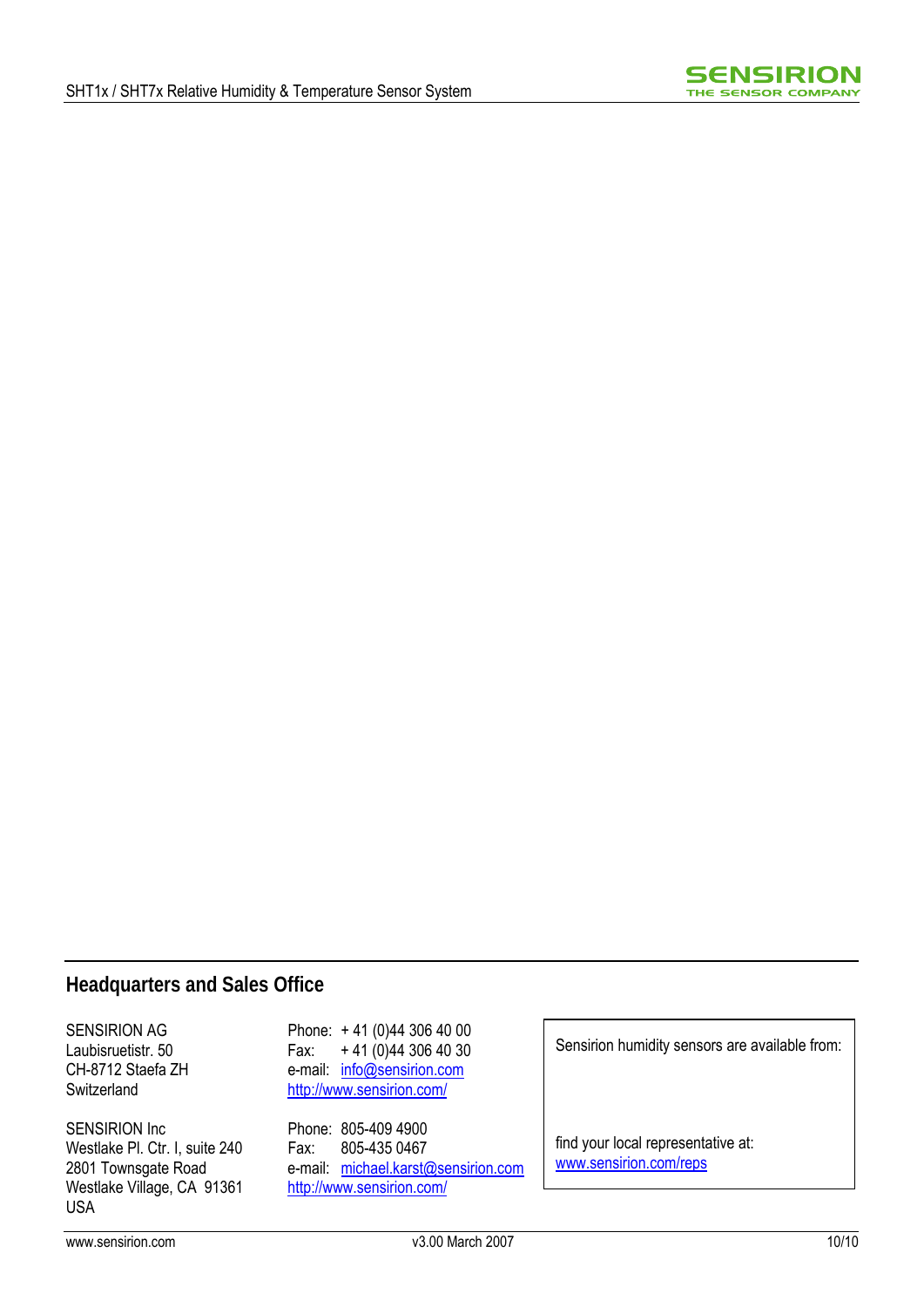## Headquarters and Sales Office

SENSIRION AG
Laubisruetistr. 50
CH-8712 Staefa ZH
Switzerland

Phone: + 41 (0)44 306 40 00
Fax: + 41 (0)44 306 40 30
e-mail: info@sensirion.com
http://www.sensirion.com/

SENSIRION Inc
Westlake Pl. Ctr. I, suite 240
2801 Townsgate Road
Westlake Village, CA 91361
USA

Phone: 805-409 4900
Fax: 805-435 0467
e-mail: michael.karst@sensirion.com
http://www.sensirion.com/

Sensirion humidity sensors are available from:

find your local representative at:
www.sensirion.com/reps